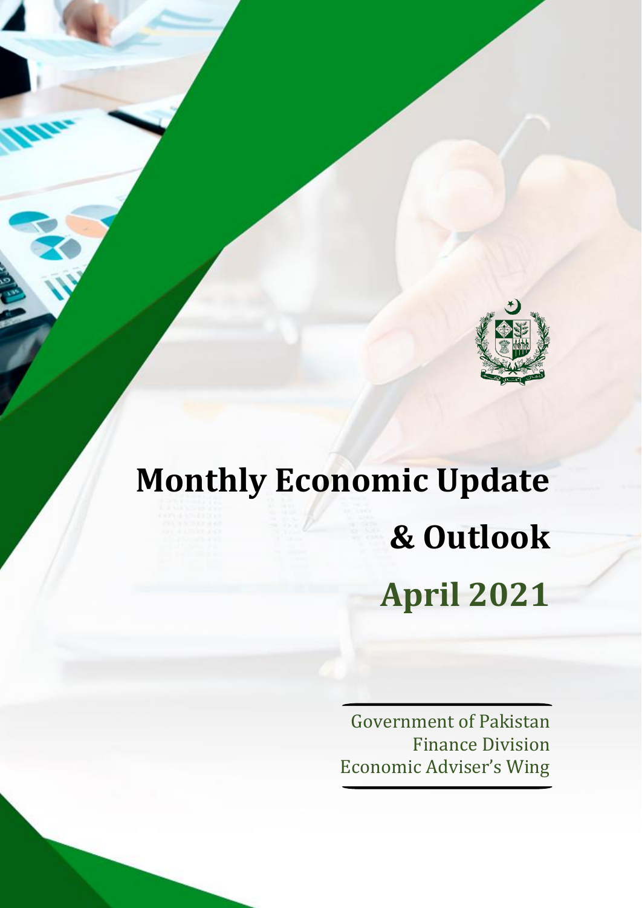# Monthly Economic Update & Outlook

## April 2021

Government of Pakistan
Finance Division
Economic Adviser's Wing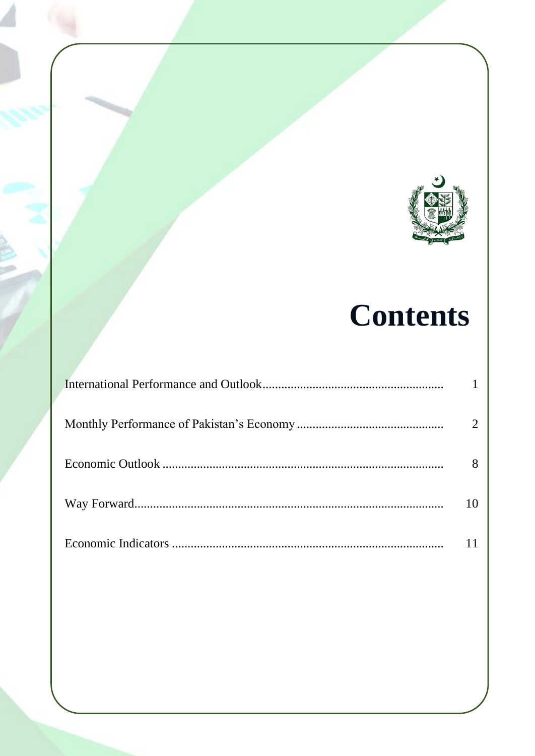# Contents

| | |
|---|---|
| International Performance and Outlook | 1 |
| Monthly Performance of Pakistan's Economy | 2 |
| Economic Outlook | 8 |
| Way Forward | 10 |
| Economic Indicators | 11 |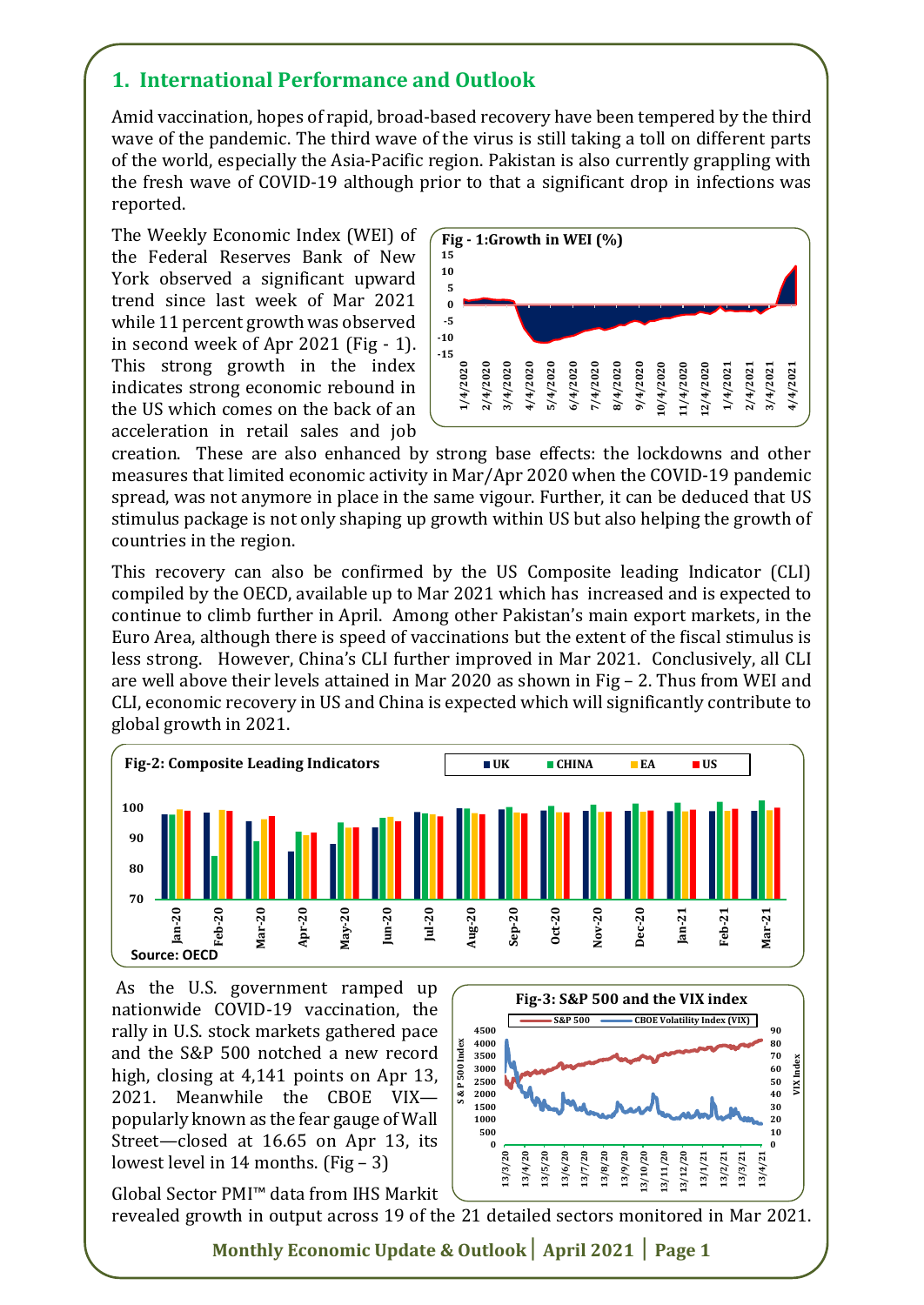## 1. International Performance and Outlook

Amid vaccination, hopes of rapid, broad-based recovery have been tempered by the third wave of the pandemic. The third wave of the virus is still taking a toll on different parts of the world, especially the Asia-Pacific region. Pakistan is also currently grappling with the fresh wave of COVID-19 although prior to that a significant drop in infections was reported.

The Weekly Economic Index (WEI) of the Federal Reserves Bank of New York observed a significant upward trend since last week of Mar 2021 while 11 percent growth was observed in second week of Apr 2021 (Fig - 1). This strong growth in the index indicates strong economic rebound in the US which comes on the back of an acceleration in retail sales and job creation. These are also enhanced by strong base effects: the lockdowns and other measures that limited economic activity in Mar/Apr 2020 when the COVID-19 pandemic spread, was not anymore in place in the same vigour. Further, it can be deduced that US stimulus package is not only shaping up growth within US but also helping the growth of countries in the region.

**Fig - 1:Growth in WEI (%)**

This recovery can also be confirmed by the US Composite leading Indicator (CLI) compiled by the OECD, available up to Mar 2021 which has increased and is expected to continue to climb further in April. Among other Pakistan's main export markets, in the Euro Area, although there is speed of vaccinations but the extent of the fiscal stimulus is less strong. However, China's CLI further improved in Mar 2021. Conclusively, all CLI are well above their levels attained in Mar 2020 as shown in Fig – 2. Thus from WEI and CLI, economic recovery in US and China is expected which will significantly contribute to global growth in 2021.

**Fig-2: Composite Leading Indicators**

Source: OECD

As the U.S. government ramped up nationwide COVID-19 vaccination, the rally in U.S. stock markets gathered pace and the S&P 500 notched a new record high, closing at 4,141 points on Apr 13, 2021. Meanwhile the CBOE VIX—popularly known as the fear gauge of Wall Street—closed at 16.65 on Apr 13, its lowest level in 14 months. (Fig – 3)

**Fig-3: S&P 500 and the VIX index**

Global Sector PMI™ data from IHS Markit revealed growth in output across 19 of the 21 detailed sectors monitored in Mar 2021.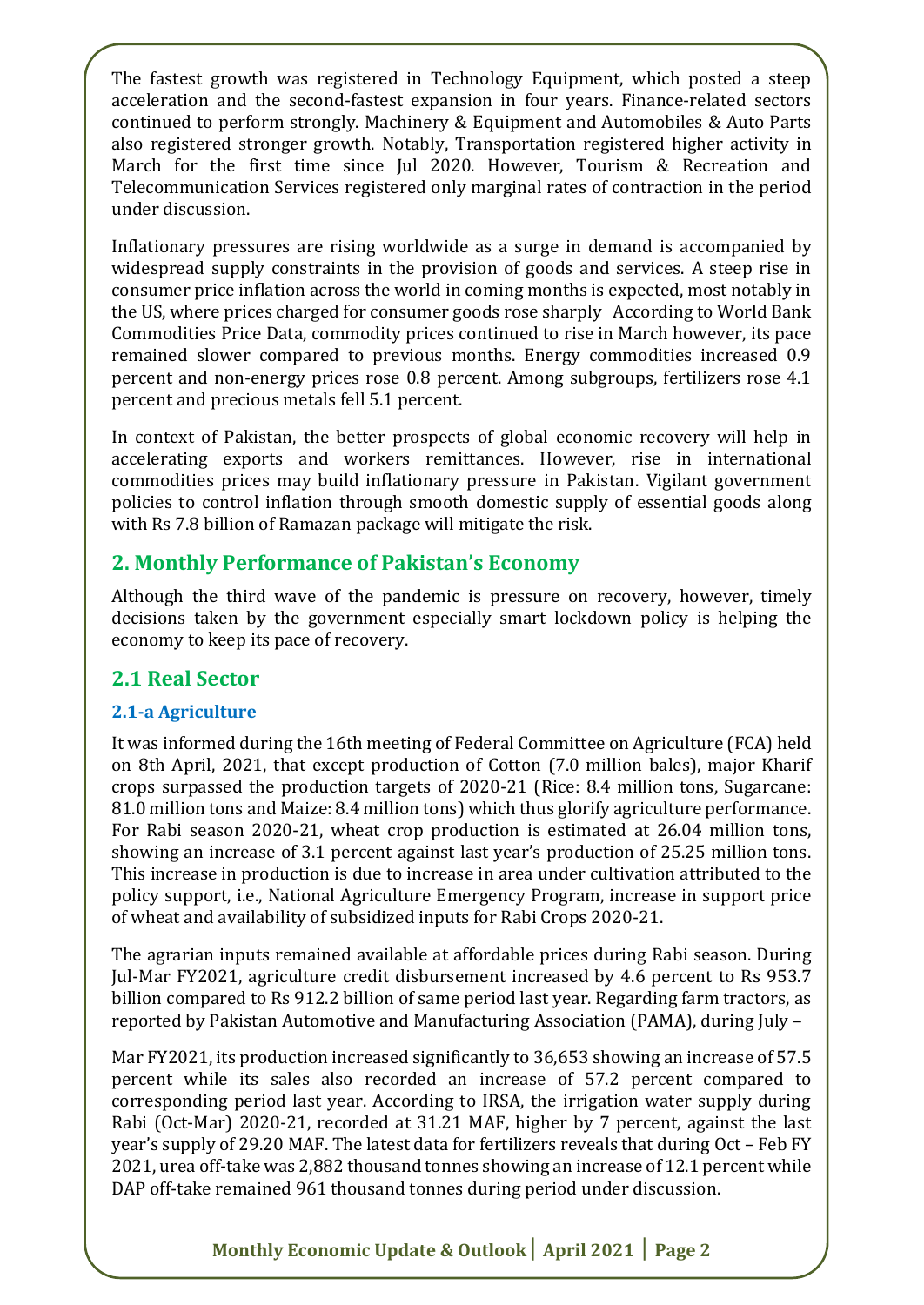The fastest growth was registered in Technology Equipment, which posted a steep acceleration and the second-fastest expansion in four years. Finance-related sectors continued to perform strongly. Machinery & Equipment and Automobiles & Auto Parts also registered stronger growth. Notably, Transportation registered higher activity in March for the first time since Jul 2020. However, Tourism & Recreation and Telecommunication Services registered only marginal rates of contraction in the period under discussion.

Inflationary pressures are rising worldwide as a surge in demand is accompanied by widespread supply constraints in the provision of goods and services. A steep rise in consumer price inflation across the world in coming months is expected, most notably in the US, where prices charged for consumer goods rose sharply According to World Bank Commodities Price Data, commodity prices continued to rise in March however, its pace remained slower compared to previous months. Energy commodities increased 0.9 percent and non-energy prices rose 0.8 percent. Among subgroups, fertilizers rose 4.1 percent and precious metals fell 5.1 percent.

In context of Pakistan, the better prospects of global economic recovery will help in accelerating exports and workers remittances. However, rise in international commodities prices may build inflationary pressure in Pakistan. Vigilant government policies to control inflation through smooth domestic supply of essential goods along with Rs 7.8 billion of Ramazan package will mitigate the risk.

## 2. Monthly Performance of Pakistan's Economy

Although the third wave of the pandemic is pressure on recovery, however, timely decisions taken by the government especially smart lockdown policy is helping the economy to keep its pace of recovery.

## 2.1 Real Sector

### 2.1-a Agriculture

It was informed during the 16th meeting of Federal Committee on Agriculture (FCA) held on 8th April, 2021, that except production of Cotton (7.0 million bales), major Kharif crops surpassed the production targets of 2020-21 (Rice: 8.4 million tons, Sugarcane: 81.0 million tons and Maize: 8.4 million tons) which thus glorify agriculture performance. For Rabi season 2020-21, wheat crop production is estimated at 26.04 million tons, showing an increase of 3.1 percent against last year's production of 25.25 million tons. This increase in production is due to increase in area under cultivation attributed to the policy support, i.e., National Agriculture Emergency Program, increase in support price of wheat and availability of subsidized inputs for Rabi Crops 2020-21.

The agrarian inputs remained available at affordable prices during Rabi season. During Jul-Mar FY2021, agriculture credit disbursement increased by 4.6 percent to Rs 953.7 billion compared to Rs 912.2 billion of same period last year. Regarding farm tractors, as reported by Pakistan Automotive and Manufacturing Association (PAMA), during July – Mar FY2021, its production increased significantly to 36,653 showing an increase of 57.5 percent while its sales also recorded an increase of 57.2 percent compared to corresponding period last year. According to IRSA, the irrigation water supply during Rabi (Oct-Mar) 2020-21, recorded at 31.21 MAF, higher by 7 percent, against the last year's supply of 29.20 MAF. The latest data for fertilizers reveals that during Oct – Feb FY 2021, urea off-take was 2,882 thousand tonnes showing an increase of 12.1 percent while DAP off-take remained 961 thousand tonnes during period under discussion.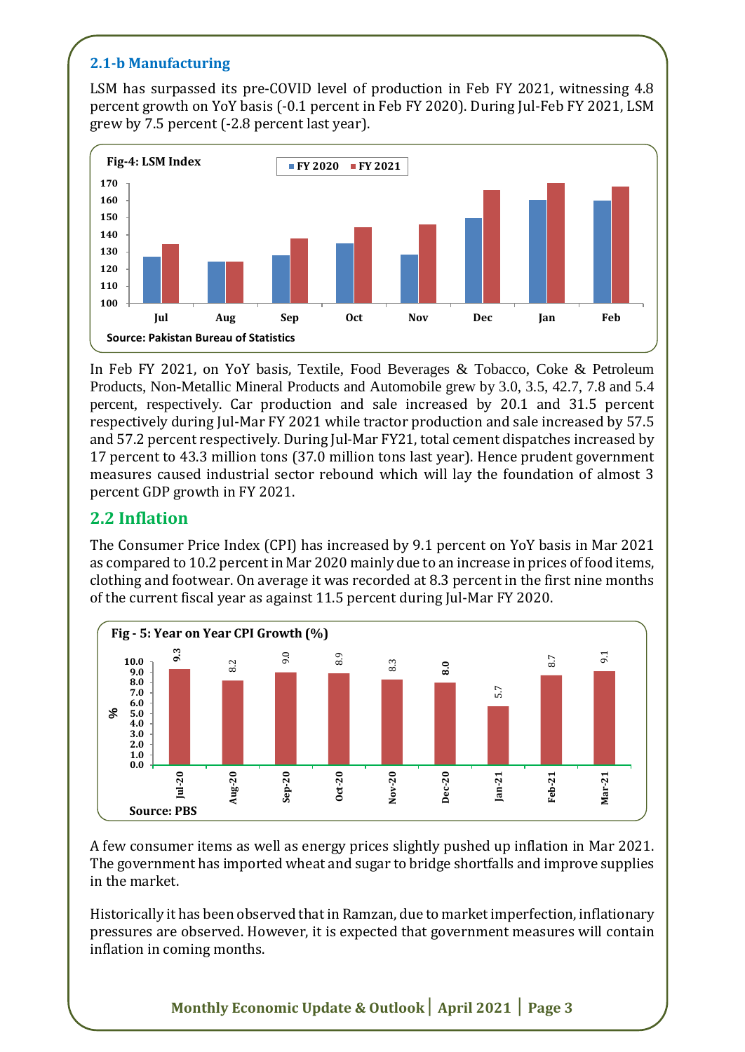### 2.1-b Manufacturing

LSM has surpassed its pre-COVID level of production in Feb FY 2021, witnessing 4.8 percent growth on YoY basis (-0.1 percent in Feb FY 2020). During Jul-Feb FY 2021, LSM grew by 7.5 percent (-2.8 percent last year).

**Fig-4: LSM Index**

Source: Pakistan Bureau of Statistics

In Feb FY 2021, on YoY basis, Textile, Food Beverages & Tobacco, Coke & Petroleum Products, Non-Metallic Mineral Products and Automobile grew by 3.0, 3.5, 42.7, 7.8 and 5.4 percent, respectively. Car production and sale increased by 20.1 and 31.5 percent respectively during Jul-Mar FY 2021 while tractor production and sale increased by 57.5 and 57.2 percent respectively. During Jul-Mar FY21, total cement dispatches increased by 17 percent to 43.3 million tons (37.0 million tons last year). Hence prudent government measures caused industrial sector rebound which will lay the foundation of almost 3 percent GDP growth in FY 2021.

## 2.2 Inflation

The Consumer Price Index (CPI) has increased by 9.1 percent on YoY basis in Mar 2021 as compared to 10.2 percent in Mar 2020 mainly due to an increase in prices of food items, clothing and footwear. On average it was recorded at 8.3 percent in the first nine months of the current fiscal year as against 11.5 percent during Jul-Mar FY 2020.

**Fig - 5: Year on Year CPI Growth (%)**

| Jul-20 | Aug-20 | Sep-20 | Oct-20 | Nov-20 | Dec-20 | Jan-21 | Feb-21 | Mar-21 |
|---|---|---|---|---|---|---|---|---|
| 9.3 | 8.2 | 9.0 | 8.9 | 8.3 | 8.0 | 5.7 | 8.7 | 9.1 |

Source: PBS

A few consumer items as well as energy prices slightly pushed up inflation in Mar 2021. The government has imported wheat and sugar to bridge shortfalls and improve supplies in the market.

Historically it has been observed that in Ramzan, due to market imperfection, inflationary pressures are observed. However, it is expected that government measures will contain inflation in coming months.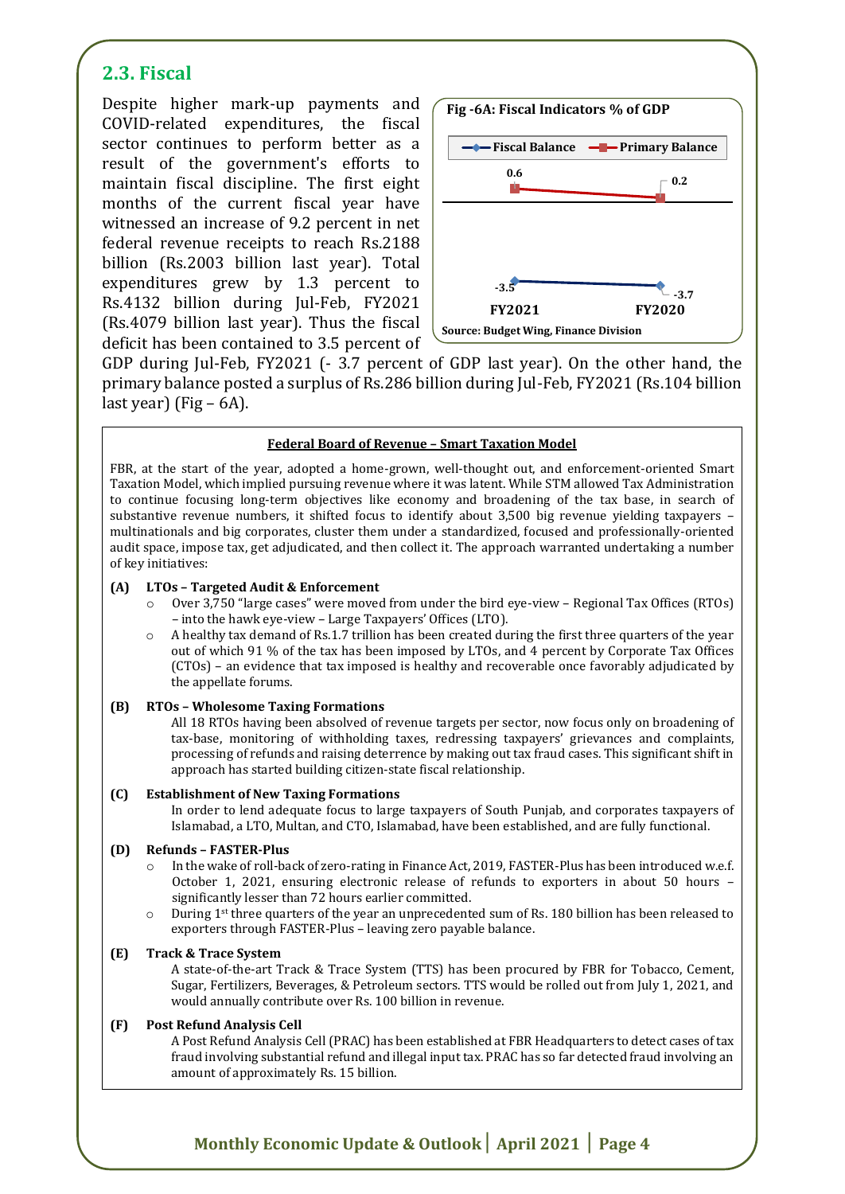## 2.3. Fiscal

Despite higher mark-up payments and COVID-related expenditures, the fiscal sector continues to perform better as a result of the government's efforts to maintain fiscal discipline. The first eight months of the current fiscal year have witnessed an increase of 9.2 percent in net federal revenue receipts to reach Rs.2188 billion (Rs.2003 billion last year). Total expenditures grew by 1.3 percent to Rs.4132 billion during Jul-Feb, FY2021 (Rs.4079 billion last year). Thus the fiscal deficit has been contained to 3.5 percent of GDP during Jul-Feb, FY2021 (- 3.7 percent of GDP last year). On the other hand, the primary balance posted a surplus of Rs.286 billion during Jul-Feb, FY2021 (Rs.104 billion last year) (Fig – 6A).

**Fig -6A: Fiscal Indicators % of GDP**

| | FY2021 | FY2020 |
|---|---|---|
| Fiscal Balance | -3.5 | -3.7 |
| Primary Balance | 0.6 | 0.2 |

Source: Budget Wing, Finance Division

**Federal Board of Revenue – Smart Taxation Model**

FBR, at the start of the year, adopted a home-grown, well-thought out, and enforcement-oriented Smart Taxation Model, which implied pursuing revenue where it was latent. While STM allowed Tax Administration to continue focusing long-term objectives like economy and broadening of the tax base, in search of substantive revenue numbers, it shifted focus to identify about 3,500 big revenue yielding taxpayers – multinationals and big corporates, cluster them under a standardized, focused and professionally-oriented audit space, impose tax, get adjudicated, and then collect it. The approach warranted undertaking a number of key initiatives:

**(A) LTOs – Targeted Audit & Enforcement**

- Over 3,750 "large cases" were moved from under the bird eye-view – Regional Tax Offices (RTOs) – into the hawk eye-view – Large Taxpayers' Offices (LTO).
- A healthy tax demand of Rs.1.7 trillion has been created during the first three quarters of the year out of which 91 % of the tax has been imposed by LTOs, and 4 percent by Corporate Tax Offices (CTOs) – an evidence that tax imposed is healthy and recoverable once favorably adjudicated by the appellate forums.

**(B) RTOs – Wholesome Taxing Formations**

All 18 RTOs having been absolved of revenue targets per sector, now focus only on broadening of tax-base, monitoring of withholding taxes, redressing taxpayers' grievances and complaints, processing of refunds and raising deterrence by making out tax fraud cases. This significant shift in approach has started building citizen-state fiscal relationship.

**(C) Establishment of New Taxing Formations**

In order to lend adequate focus to large taxpayers of South Punjab, and corporates taxpayers of Islamabad, a LTO, Multan, and CTO, Islamabad, have been established, and are fully functional.

**(D) Refunds – FASTER-Plus**

- In the wake of roll-back of zero-rating in Finance Act, 2019, FASTER-Plus has been introduced w.e.f. October 1, 2021, ensuring electronic release of refunds to exporters in about 50 hours – significantly lesser than 72 hours earlier committed.
- During 1st three quarters of the year an unprecedented sum of Rs. 180 billion has been released to exporters through FASTER-Plus – leaving zero payable balance.

**(E) Track & Trace System**

A state-of-the-art Track & Trace System (TTS) has been procured by FBR for Tobacco, Cement, Sugar, Fertilizers, Beverages, & Petroleum sectors. TTS would be rolled out from July 1, 2021, and would annually contribute over Rs. 100 billion in revenue.

**(F) Post Refund Analysis Cell**

A Post Refund Analysis Cell (PRAC) has been established at FBR Headquarters to detect cases of tax fraud involving substantial refund and illegal input tax. PRAC has so far detected fraud involving an amount of approximately Rs. 15 billion.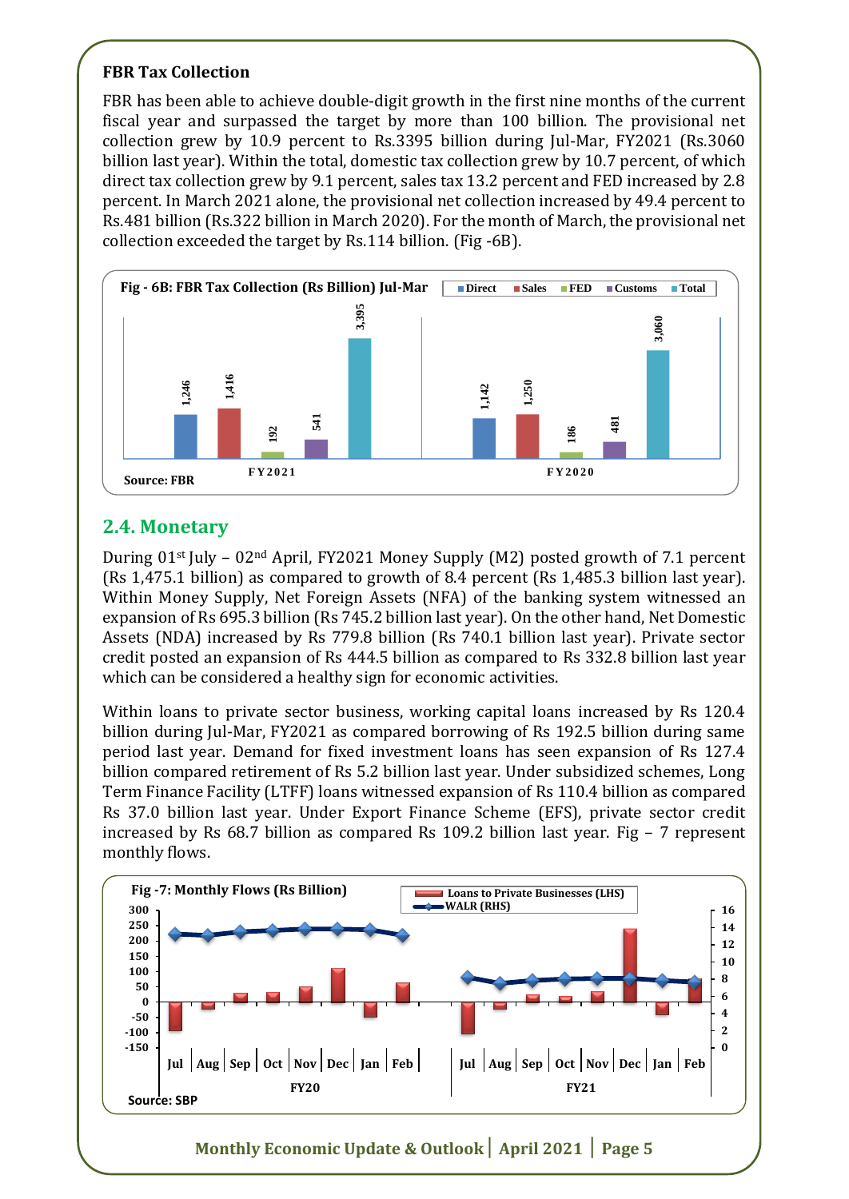**FBR Tax Collection**

FBR has been able to achieve double-digit growth in the first nine months of the current fiscal year and surpassed the target by more than 100 billion. The provisional net collection grew by 10.9 percent to Rs.3395 billion during Jul-Mar, FY2021 (Rs.3060 billion last year). Within the total, domestic tax collection grew by 10.7 percent, of which direct tax collection grew by 9.1 percent, sales tax 13.2 percent and FED increased by 2.8 percent. In March 2021 alone, the provisional net collection increased by 49.4 percent to Rs.481 billion (Rs.322 billion in March 2020). For the month of March, the provisional net collection exceeded the target by Rs.114 billion. (Fig -6B).

**Fig - 6B: FBR Tax Collection (Rs Billion) Jul-Mar**

| | Direct | Sales | FED | Customs | Total |
|---|---|---|---|---|---|
| FY2021 | 1,246 | 1,416 | 192 | 541 | 3,395 |
| FY2020 | 1,142 | 1,250 | 186 | 481 | 3,060 |

Source: FBR

## 2.4. Monetary

During 01st July – 02nd April, FY2021 Money Supply (M2) posted growth of 7.1 percent (Rs 1,475.1 billion) as compared to growth of 8.4 percent (Rs 1,485.3 billion last year). Within Money Supply, Net Foreign Assets (NFA) of the banking system witnessed an expansion of Rs 695.3 billion (Rs 745.2 billion last year). On the other hand, Net Domestic Assets (NDA) increased by Rs 779.8 billion (Rs 740.1 billion last year). Private sector credit posted an expansion of Rs 444.5 billion as compared to Rs 332.8 billion last year which can be considered a healthy sign for economic activities.

Within loans to private sector business, working capital loans increased by Rs 120.4 billion during Jul-Mar, FY2021 as compared borrowing of Rs 192.5 billion during same period last year. Demand for fixed investment loans has seen expansion of Rs 127.4 billion compared retirement of Rs 5.2 billion last year. Under subsidized schemes, Long Term Finance Facility (LTFF) loans witnessed expansion of Rs 110.4 billion as compared Rs 37.0 billion last year. Under Export Finance Scheme (EFS), private sector credit increased by Rs 68.7 billion as compared Rs 109.2 billion last year. Fig – 7 represent monthly flows.

**Fig -7: Monthly Flows (Rs Billion)**

Loans to Private Businesses (LHS); WALR (RHS)

Jul, Aug, Sep, Oct, Nov, Dec, Jan, Feb — FY20 | Jul, Aug, Sep, Oct, Nov, Dec, Jan, Feb — FY21

Source: SBP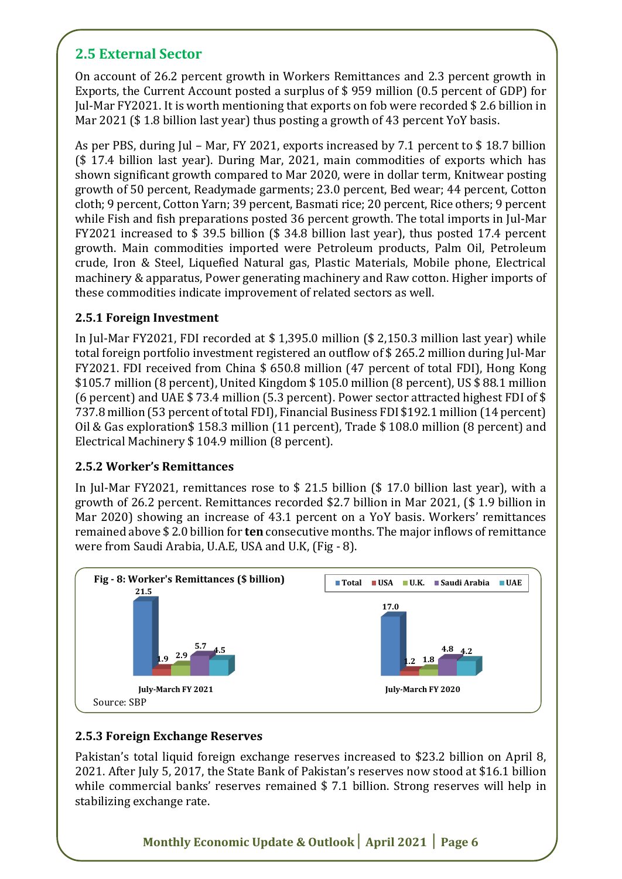## 2.5 External Sector

On account of 26.2 percent growth in Workers Remittances and 2.3 percent growth in Exports, the Current Account posted a surplus of $ 959 million (0.5 percent of GDP) for Jul-Mar FY2021. It is worth mentioning that exports on fob were recorded $ 2.6 billion in Mar 2021 ($ 1.8 billion last year) thus posting a growth of 43 percent YoY basis.

As per PBS, during Jul – Mar, FY 2021, exports increased by 7.1 percent to $ 18.7 billion ($ 17.4 billion last year). During Mar, 2021, main commodities of exports which has shown significant growth compared to Mar 2020, were in dollar term, Knitwear posting growth of 50 percent, Readymade garments; 23.0 percent, Bed wear; 44 percent, Cotton cloth; 9 percent, Cotton Yarn; 39 percent, Basmati rice; 20 percent, Rice others; 9 percent while Fish and fish preparations posted 36 percent growth. The total imports in Jul-Mar FY2021 increased to $ 39.5 billion ($ 34.8 billion last year), thus posted 17.4 percent growth. Main commodities imported were Petroleum products, Palm Oil, Petroleum crude, Iron & Steel, Liquefied Natural gas, Plastic Materials, Mobile phone, Electrical machinery & apparatus, Power generating machinery and Raw cotton. Higher imports of these commodities indicate improvement of related sectors as well.

### 2.5.1 Foreign Investment

In Jul-Mar FY2021, FDI recorded at $ 1,395.0 million ($ 2,150.3 million last year) while total foreign portfolio investment registered an outflow of $ 265.2 million during Jul-Mar FY2021. FDI received from China $ 650.8 million (47 percent of total FDI), Hong Kong $105.7 million (8 percent), United Kingdom $ 105.0 million (8 percent), US $ 88.1 million (6 percent) and UAE $ 73.4 million (5.3 percent). Power sector attracted highest FDI of $ 737.8 million (53 percent of total FDI), Financial Business FDI $192.1 million (14 percent) Oil & Gas exploration$ 158.3 million (11 percent), Trade $ 108.0 million (8 percent) and Electrical Machinery $ 104.9 million (8 percent).

### 2.5.2 Worker's Remittances

In Jul-Mar FY2021, remittances rose to $ 21.5 billion ($ 17.0 billion last year), with a growth of 26.2 percent. Remittances recorded $2.7 billion in Mar 2021, ($ 1.9 billion in Mar 2020) showing an increase of 43.1 percent on a YoY basis. Workers' remittances remained above $ 2.0 billion for **ten** consecutive months. The major inflows of remittance were from Saudi Arabia, U.A.E, USA and U.K, (Fig - 8).

**Fig - 8: Worker's Remittances ($ billion)**

| | Total | USA | U.K. | Saudi Arabia | UAE |
|---|---|---|---|---|---|
| July-March FY 2021 | 21.5 | 1.9 | 2.9 | 5.7 | 4.5 |
| July-March FY 2020 | 17.0 | 1.2 | 1.8 | 4.8 | 4.2 |

Source: SBP

### 2.5.3 Foreign Exchange Reserves

Pakistan's total liquid foreign exchange reserves increased to $23.2 billion on April 8, 2021. After July 5, 2017, the State Bank of Pakistan's reserves now stood at $16.1 billion while commercial banks' reserves remained $ 7.1 billion. Strong reserves will help in stabilizing exchange rate.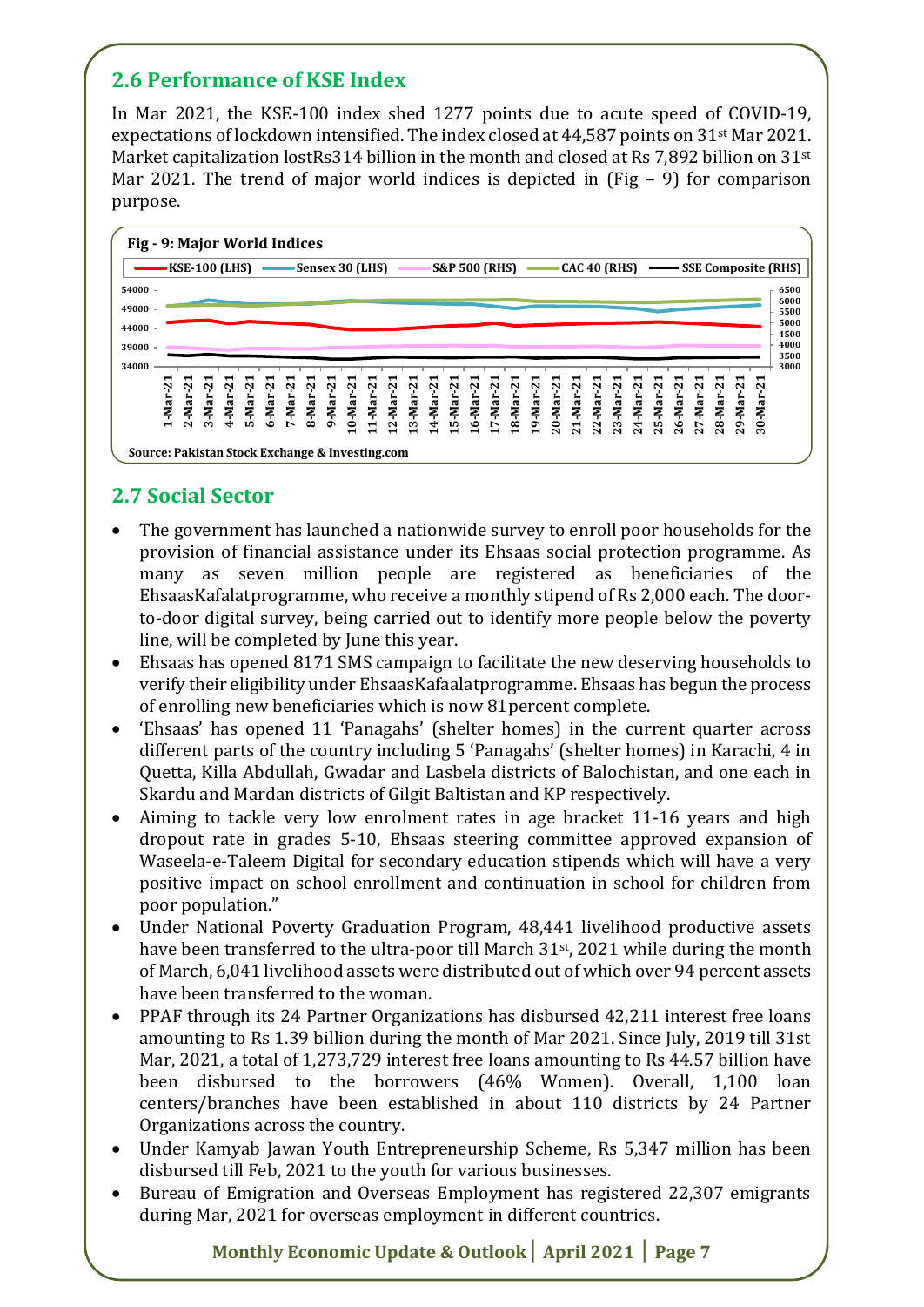## 2.6 Performance of KSE Index

In Mar 2021, the KSE-100 index shed 1277 points due to acute speed of COVID-19, expectations of lockdown intensified. The index closed at 44,587 points on 31st Mar 2021. Market capitalization lostRs314 billion in the month and closed at Rs 7,892 billion on 31st Mar 2021. The trend of major world indices is depicted in (Fig – 9) for comparison purpose.

**Fig - 9: Major World Indices**

Source: Pakistan Stock Exchange & Investing.com

## 2.7 Social Sector

- The government has launched a nationwide survey to enroll poor households for the provision of financial assistance under its Ehsaas social protection programme. As many as seven million people are registered as beneficiaries of the EhsaasKafalatprogramme, who receive a monthly stipend of Rs 2,000 each. The door-to-door digital survey, being carried out to identify more people below the poverty line, will be completed by June this year.
- Ehsaas has opened 8171 SMS campaign to facilitate the new deserving households to verify their eligibility under EhsaasKafaalatprogramme. Ehsaas has begun the process of enrolling new beneficiaries which is now 81percent complete.
- 'Ehsaas' has opened 11 'Panagahs' (shelter homes) in the current quarter across different parts of the country including 5 'Panagahs' (shelter homes) in Karachi, 4 in Quetta, Killa Abdullah, Gwadar and Lasbela districts of Balochistan, and one each in Skardu and Mardan districts of Gilgit Baltistan and KP respectively.
- Aiming to tackle very low enrolment rates in age bracket 11-16 years and high dropout rate in grades 5-10, Ehsaas steering committee approved expansion of Waseela-e-Taleem Digital for secondary education stipends which will have a very positive impact on school enrollment and continuation in school for children from poor population."
- Under National Poverty Graduation Program, 48,441 livelihood productive assets have been transferred to the ultra-poor till March 31st, 2021 while during the month of March, 6,041 livelihood assets were distributed out of which over 94 percent assets have been transferred to the woman.
- PPAF through its 24 Partner Organizations has disbursed 42,211 interest free loans amounting to Rs 1.39 billion during the month of Mar 2021. Since July, 2019 till 31st Mar, 2021, a total of 1,273,729 interest free loans amounting to Rs 44.57 billion have been disbursed to the borrowers (46% Women). Overall, 1,100 loan centers/branches have been established in about 110 districts by 24 Partner Organizations across the country.
- Under Kamyab Jawan Youth Entrepreneurship Scheme, Rs 5,347 million has been disbursed till Feb, 2021 to the youth for various businesses.
- Bureau of Emigration and Overseas Employment has registered 22,307 emigrants during Mar, 2021 for overseas employment in different countries.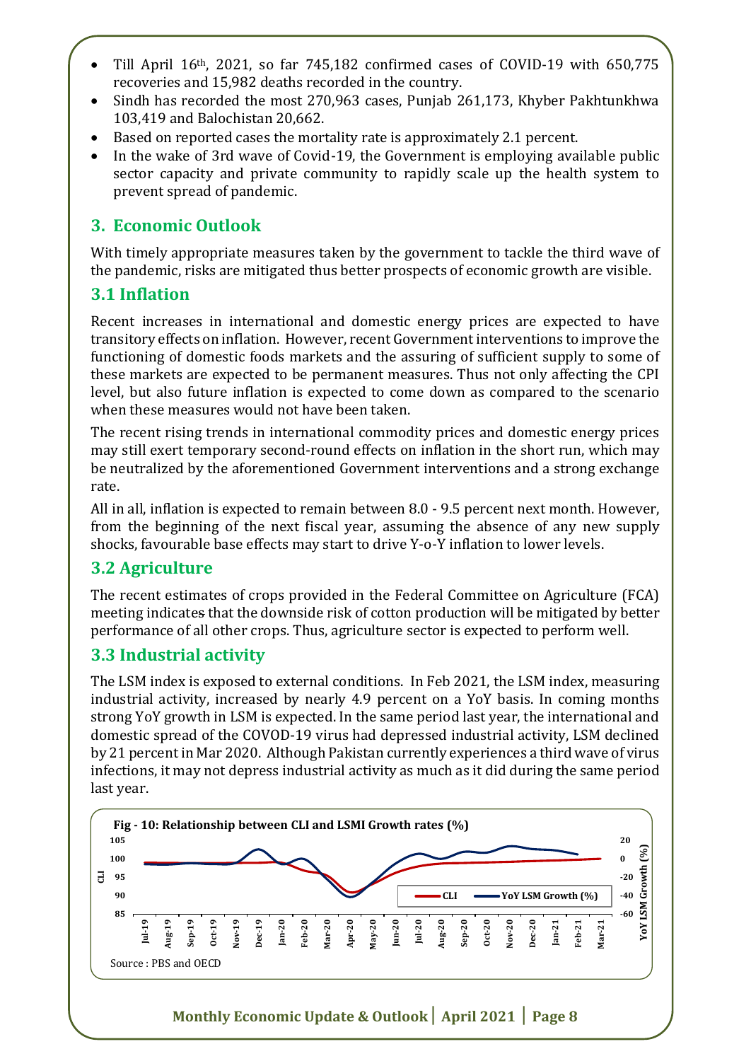- Till April 16th, 2021, so far 745,182 confirmed cases of COVID-19 with 650,775 recoveries and 15,982 deaths recorded in the country.
- Sindh has recorded the most 270,963 cases, Punjab 261,173, Khyber Pakhtunkhwa 103,419 and Balochistan 20,662.
- Based on reported cases the mortality rate is approximately 2.1 percent.
- In the wake of 3rd wave of Covid-19, the Government is employing available public sector capacity and private community to rapidly scale up the health system to prevent spread of pandemic.

## 3. Economic Outlook

With timely appropriate measures taken by the government to tackle the third wave of the pandemic, risks are mitigated thus better prospects of economic growth are visible.

### 3.1 Inflation

Recent increases in international and domestic energy prices are expected to have transitory effects on inflation. However, recent Government interventions to improve the functioning of domestic foods markets and the assuring of sufficient supply to some of these markets are expected to be permanent measures. Thus not only affecting the CPI level, but also future inflation is expected to come down as compared to the scenario when these measures would not have been taken.

The recent rising trends in international commodity prices and domestic energy prices may still exert temporary second-round effects on inflation in the short run, which may be neutralized by the aforementioned Government interventions and a strong exchange rate.

All in all, inflation is expected to remain between 8.0 - 9.5 percent next month. However, from the beginning of the next fiscal year, assuming the absence of any new supply shocks, favourable base effects may start to drive Y-o-Y inflation to lower levels.

### 3.2 Agriculture

The recent estimates of crops provided in the Federal Committee on Agriculture (FCA) meeting indicates that the downside risk of cotton production will be mitigated by better performance of all other crops. Thus, agriculture sector is expected to perform well.

### 3.3 Industrial activity

The LSM index is exposed to external conditions. In Feb 2021, the LSM index, measuring industrial activity, increased by nearly 4.9 percent on a YoY basis. In coming months strong YoY growth in LSM is expected. In the same period last year, the international and domestic spread of the COVOD-19 virus had depressed industrial activity, LSM declined by 21 percent in Mar 2020. Although Pakistan currently experiences a third wave of virus infections, it may not depress industrial activity as much as it did during the same period last year.

**Fig - 10: Relationship between CLI and LSMI Growth rates (%)**

Source : PBS and OECD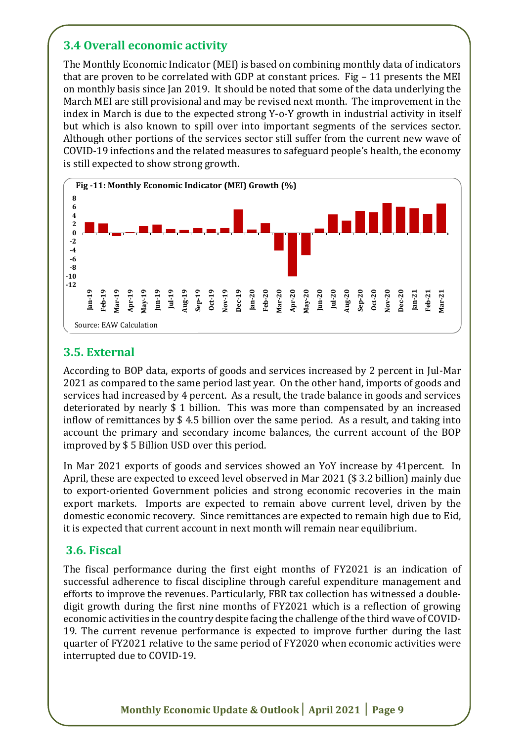## 3.4 Overall economic activity

The Monthly Economic Indicator (MEI) is based on combining monthly data of indicators that are proven to be correlated with GDP at constant prices. Fig – 11 presents the MEI on monthly basis since Jan 2019. It should be noted that some of the data underlying the March MEI are still provisional and may be revised next month. The improvement in the index in March is due to the expected strong Y-o-Y growth in industrial activity in itself but which is also known to spill over into important segments of the services sector. Although other portions of the services sector still suffer from the current new wave of COVID-19 infections and the related measures to safeguard people's health, the economy is still expected to show strong growth.

**Fig -11: Monthly Economic Indicator (MEI) Growth (%)**

Source: EAW Calculation

## 3.5. External

According to BOP data, exports of goods and services increased by 2 percent in Jul-Mar 2021 as compared to the same period last year. On the other hand, imports of goods and services had increased by 4 percent. As a result, the trade balance in goods and services deteriorated by nearly $ 1 billion. This was more than compensated by an increased inflow of remittances by $ 4.5 billion over the same period. As a result, and taking into account the primary and secondary income balances, the current account of the BOP improved by $ 5 Billion USD over this period.

In Mar 2021 exports of goods and services showed an YoY increase by 41percent. In April, these are expected to exceed level observed in Mar 2021 ($ 3.2 billion) mainly due to export-oriented Government policies and strong economic recoveries in the main export markets. Imports are expected to remain above current level, driven by the domestic economic recovery. Since remittances are expected to remain high due to Eid, it is expected that current account in next month will remain near equilibrium.

## 3.6. Fiscal

The fiscal performance during the first eight months of FY2021 is an indication of successful adherence to fiscal discipline through careful expenditure management and efforts to improve the revenues. Particularly, FBR tax collection has witnessed a double-digit growth during the first nine months of FY2021 which is a reflection of growing economic activities in the country despite facing the challenge of the third wave of COVID-19. The current revenue performance is expected to improve further during the last quarter of FY2021 relative to the same period of FY2020 when economic activities were interrupted due to COVID-19.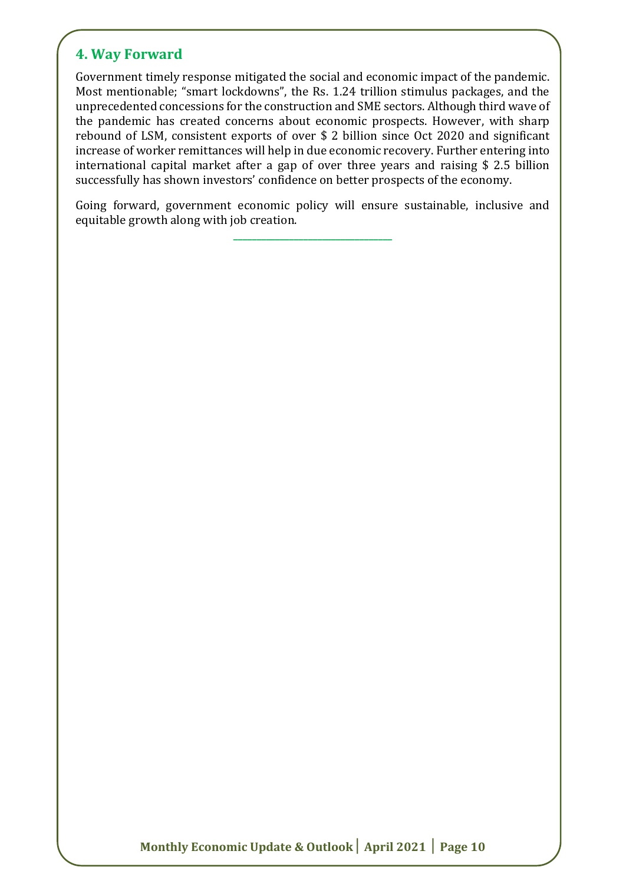## 4. Way Forward

Government timely response mitigated the social and economic impact of the pandemic. Most mentionable; "smart lockdowns", the Rs. 1.24 trillion stimulus packages, and the unprecedented concessions for the construction and SME sectors. Although third wave of the pandemic has created concerns about economic prospects. However, with sharp rebound of LSM, consistent exports of over $ 2 billion since Oct 2020 and significant increase of worker remittances will help in due economic recovery. Further entering into international capital market after a gap of over three years and raising $ 2.5 billion successfully has shown investors' confidence on better prospects of the economy.

Going forward, government economic policy will ensure sustainable, inclusive and equitable growth along with job creation.

---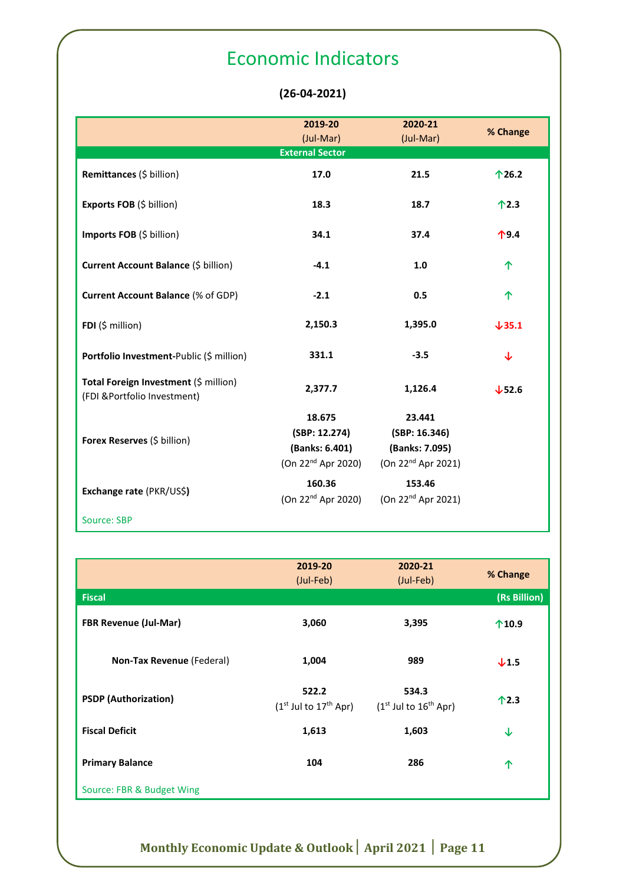# Economic Indicators

**(26-04-2021)**

| | 2019-20 (Jul-Mar) | 2020-21 (Jul-Mar) | % Change |
|---|---|---|---|
| **External Sector** | | | |
| **Remittances** ($ billion) | 17.0 | 21.5 | ↑26.2 |
| **Exports FOB** ($ billion) | 18.3 | 18.7 | ↑2.3 |
| **Imports FOB** ($ billion) | 34.1 | 37.4 | ↑9.4 |
| **Current Account Balance** ($ billion) | -4.1 | 1.0 | ↑ |
| **Current Account Balance** (% of GDP) | -2.1 | 0.5 | ↑ |
| **FDI** ($ million) | 2,150.3 | 1,395.0 | ↓35.1 |
| **Portfolio Investment**-Public ($ million) | 331.1 | -3.5 | ↓ |
| **Total Foreign Investment** ($ million) (FDI &Portfolio Investment) | 2,377.7 | 1,126.4 | ↓52.6 |
| **Forex Reserves** ($ billion) | 18.675 (SBP: 12.274) (Banks: 6.401) (On 22nd Apr 2020) | 23.441 (SBP: 16.346) (Banks: 7.095) (On 22nd Apr 2021) | |
| **Exchange rate** (PKR/US$) | 160.36 (On 22nd Apr 2020) | 153.46 (On 22nd Apr 2021) | |

Source: SBP

| | 2019-20 (Jul-Feb) | 2020-21 (Jul-Feb) | % Change |
|---|---|---|---|
| **Fiscal** | | | **(Rs Billion)** |
| **FBR Revenue (Jul-Mar)** | 3,060 | 3,395 | ↑10.9 |
| **Non-Tax Revenue** (Federal) | 1,004 | 989 | ↓1.5 |
| **PSDP (Authorization)** | 522.2 (1st Jul to 17th Apr) | 534.3 (1st Jul to 16th Apr) | ↑2.3 |
| **Fiscal Deficit** | 1,613 | 1,603 | ↓ |
| **Primary Balance** | 104 | 286 | ↑ |

Source: FBR & Budget Wing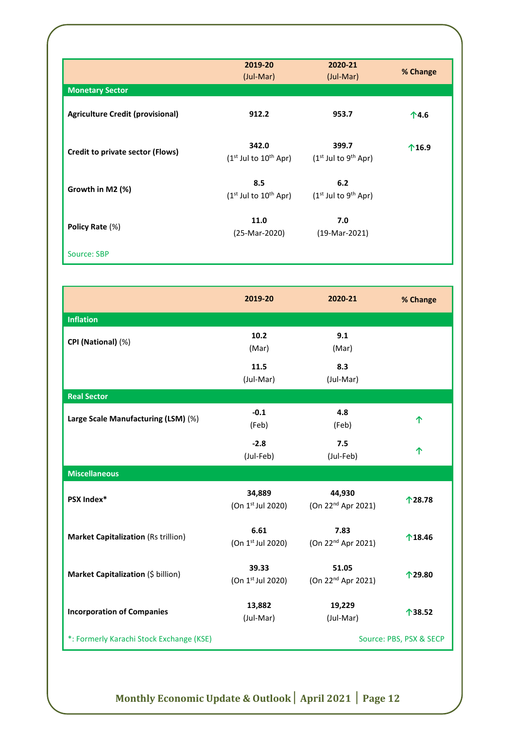| | 2019-20 (Jul-Mar) | 2020-21 (Jul-Mar) | % Change |
|---|---|---|---|
| **Monetary Sector** | | | |
| **Agriculture Credit (provisional)** | **912.2** | **953.7** | ↑**4.6** |
| **Credit to private sector (Flows)** | **342.0** (1st Jul to 10th Apr) | **399.7** (1st Jul to 9th Apr) | ↑**16.9** |
| **Growth in M2 (%)** | **8.5** (1st Jul to 10th Apr) | **6.2** (1st Jul to 9th Apr) | |
| **Policy Rate** (%) | **11.0** (25-Mar-2020) | **7.0** (19-Mar-2021) | |

Source: SBP

| | 2019-20 | 2020-21 | % Change |
|---|---|---|---|
| **Inflation** | | | |
| **CPI (National)** (%) | **10.2** (Mar) | **9.1** (Mar) | |
| | **11.5** (Jul-Mar) | **8.3** (Jul-Mar) | |
| **Real Sector** | | | |
| **Large Scale Manufacturing (LSM)** (%) | **-0.1** (Feb) | **4.8** (Feb) | ↑ |
| | **-2.8** (Jul-Feb) | **7.5** (Jul-Feb) | ↑ |
| **Miscellaneous** | | | |
| **PSX Index*** | **34,889** (On 1st Jul 2020) | **44,930** (On 22nd Apr 2021) | ↑**28.78** |
| **Market Capitalization** (Rs trillion) | **6.61** (On 1st Jul 2020) | **7.83** (On 22nd Apr 2021) | ↑**18.46** |
| **Market Capitalization** ($ billion) | **39.33** (On 1st Jul 2020) | **51.05** (On 22nd Apr 2021) | ↑**29.80** |
| **Incorporation of Companies** | **13,882** (Jul-Mar) | **19,229** (Jul-Mar) | ↑**38.52** |

*: Formerly Karachi Stock Exchange (KSE)

Source: PBS, PSX & SECP